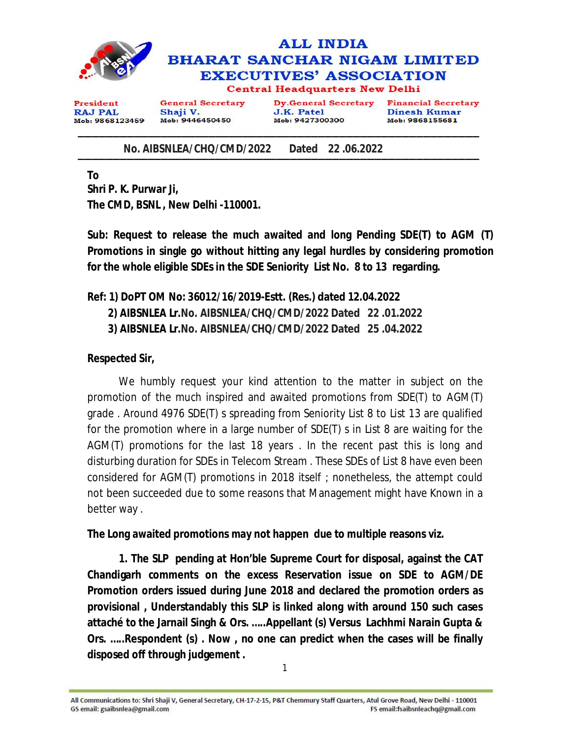# ALL INDIA BHARAT SANCHAR NIGAM LIMITED EXECUTIVES' ASSOCIATION

## Central Headquarters New Delhi

| President | General Secretary | Dy.General Secretary | Financial Secretary |
|---|---|---|---|
| RAJ PAL | Shaji V. | J.K. Patel | Dinesh Kumar |
| Mob: 9868123459 | Mob: 9446450450 | Mob: 9427300300 | Mob: 9868155681 |

**No. AIBSNLEA/CHQ/CMD/2022 Dated 22 .06.2022**

**To**
**Shri P. K. Purwar Ji,**
**The CMD, BSNL , New Delhi -110001.**

**Sub: Request to release the much awaited and long Pending SDE(T) to AGM (T) Promotions in single go without hitting any legal hurdles by considering promotion for the whole eligible SDEs in the SDE Seniority List No. 8 to 13 regarding.**

**Ref: 1) DoPT OM No: 36012/16/2019-Estt. (Res.) dated 12.04.2022**
**2) AIBSNLEA Lr.No. AIBSNLEA/CHQ/CMD/2022 Dated 22 .01.2022**
**3) AIBSNLEA Lr.No. AIBSNLEA/CHQ/CMD/2022 Dated 25 .04.2022**

**Respected Sir,**

We humbly request your kind attention to the matter in subject on the promotion of the much inspired and awaited promotions from SDE(T) to AGM(T) grade . Around 4976 SDE(T) s spreading from Seniority List 8 to List 13 are qualified for the promotion where in a large number of SDE(T) s in List 8 are waiting for the AGM(T) promotions for the last 18 years . In the recent past this is long and disturbing duration for SDEs in Telecom Stream . These SDEs of List 8 have even been considered for AGM(T) promotions in 2018 itself ; nonetheless, the attempt could not been succeeded due to some reasons that Management might have Known in a better way .

**The Long awaited promotions may not happen due to multiple reasons viz.**

**1. The SLP pending at Hon'ble Supreme Court for disposal, against the CAT Chandigarh comments on the excess Reservation issue on SDE to AGM/DE Promotion orders issued during June 2018 and declared the promotion orders as provisional , Understandably this SLP is linked along with around 150 such cases attaché to the Jarnail Singh & Ors. .....Appellant (s) Versus Lachhmi Narain Gupta & Ors. .....Respondent (s) . Now , no one can predict when the cases will be finally disposed off through judgement .**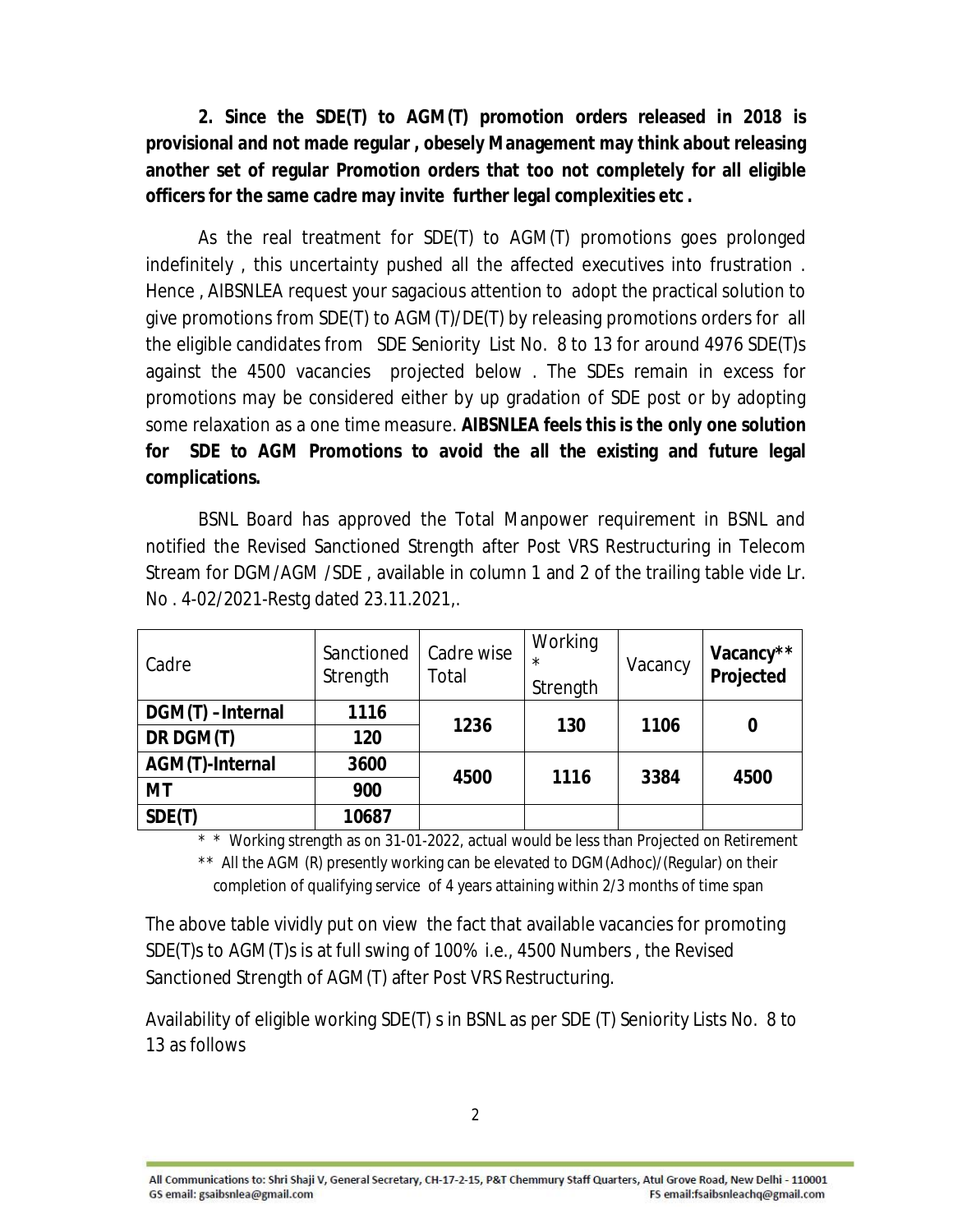**2. Since the SDE(T) to AGM(T) promotion orders released in 2018 is provisional and not made regular , obesely Management may think about releasing another set of regular Promotion orders that too not completely for all eligible officers for the same cadre may invite further legal complexities etc .**

As the real treatment for SDE(T) to AGM(T) promotions goes prolonged indefinitely , this uncertainty pushed all the affected executives into frustration . Hence , AIBSNLEA request your sagacious attention to adopt the practical solution to give promotions from SDE(T) to AGM(T)/DE(T) by releasing promotions orders for all the eligible candidates from SDE Seniority List No. 8 to 13 for around 4976 SDE(T)s against the 4500 vacancies projected below . The SDEs remain in excess for promotions may be considered either by up gradation of SDE post or by adopting some relaxation as a one time measure. **AIBSNLEA feels this is the only one solution for SDE to AGM Promotions to avoid the all the existing and future legal complications.**

BSNL Board has approved the Total Manpower requirement in BSNL and notified the Revised Sanctioned Strength after Post VRS Restructuring in Telecom Stream for DGM/AGM /SDE , available in column 1 and 2 of the trailing table vide Lr. No . 4-02/2021-Restg dated 23.11.2021,.

| Cadre | Sanctioned Strength | Cadre wise Total | Working * Strength | Vacancy | **Vacancy\*\* Projected** |
|---|---|---|---|---|---|
| **DGM(T) –Internal** | **1116** | **1236** | **130** | **1106** | **0** |
| **DR DGM(T)** | **120** | | | | |
| **AGM(T)-Internal** | **3600** | **4500** | **1116** | **3384** | **4500** |
| **MT** | **900** | | | | |
| **SDE(T)** | **10687** | | | | |

\* \* Working strength as on 31-01-2022, actual would be less than Projected on Retirement

\*\* All the AGM (R) presently working can be elevated to DGM(Adhoc)/(Regular) on their completion of qualifying service of 4 years attaining within 2/3 months of time span

The above table vividly put on view the fact that available vacancies for promoting SDE(T)s to AGM(T)s is at full swing of 100% i.e., 4500 Numbers , the Revised Sanctioned Strength of AGM(T) after Post VRS Restructuring.

Availability of eligible working SDE(T) s in BSNL as per SDE (T) Seniority Lists No. 8 to 13 as follows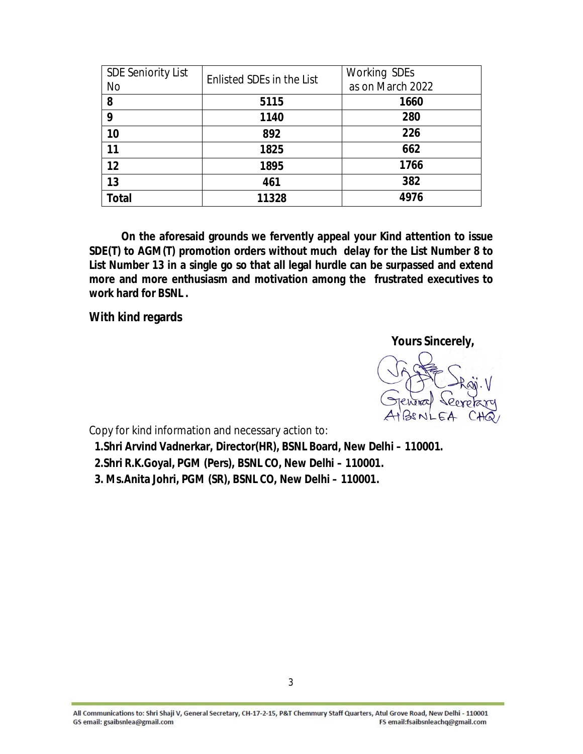| SDE Seniority List No | Enlisted SDEs in the List | Working SDEs as on March 2022 |
|---|---|---|
| **8** | **5115** | **1660** |
| **9** | **1140** | **280** |
| **10** | **892** | **226** |
| **11** | **1825** | **662** |
| **12** | **1895** | **1766** |
| **13** | **461** | **382** |
| **Total** | **11328** | **4976** |

**On the aforesaid grounds we fervently appeal your Kind attention to issue SDE(T) to AGM(T) promotion orders without much delay for the List Number 8 to List Number 13 in a single go so that all legal hurdle can be surpassed and extend more and more enthusiasm and motivation among the frustrated executives to work hard for BSNL.**

**With kind regards**

**Yours Sincerely,**

Shaji. V
General Secretary
AIBSNLEA CHQ

Copy for kind information and necessary action to:

**1.Shri Arvind Vadnerkar, Director(HR), BSNL Board, New Delhi – 110001.**
**2.Shri R.K.Goyal, PGM (Pers), BSNL CO, New Delhi – 110001.**
**3. Ms.Anita Johri, PGM (SR), BSNL CO, New Delhi – 110001.**

All Communications to: Shri Shaji V, General Secretary, CH-17-2-15, P&T Chemmury Staff Quarters, Atul Grove Road, New Delhi - 110001
GS email: gsaibsnlea@gmail.com FS email:fsaibsnleachq@gmail.com